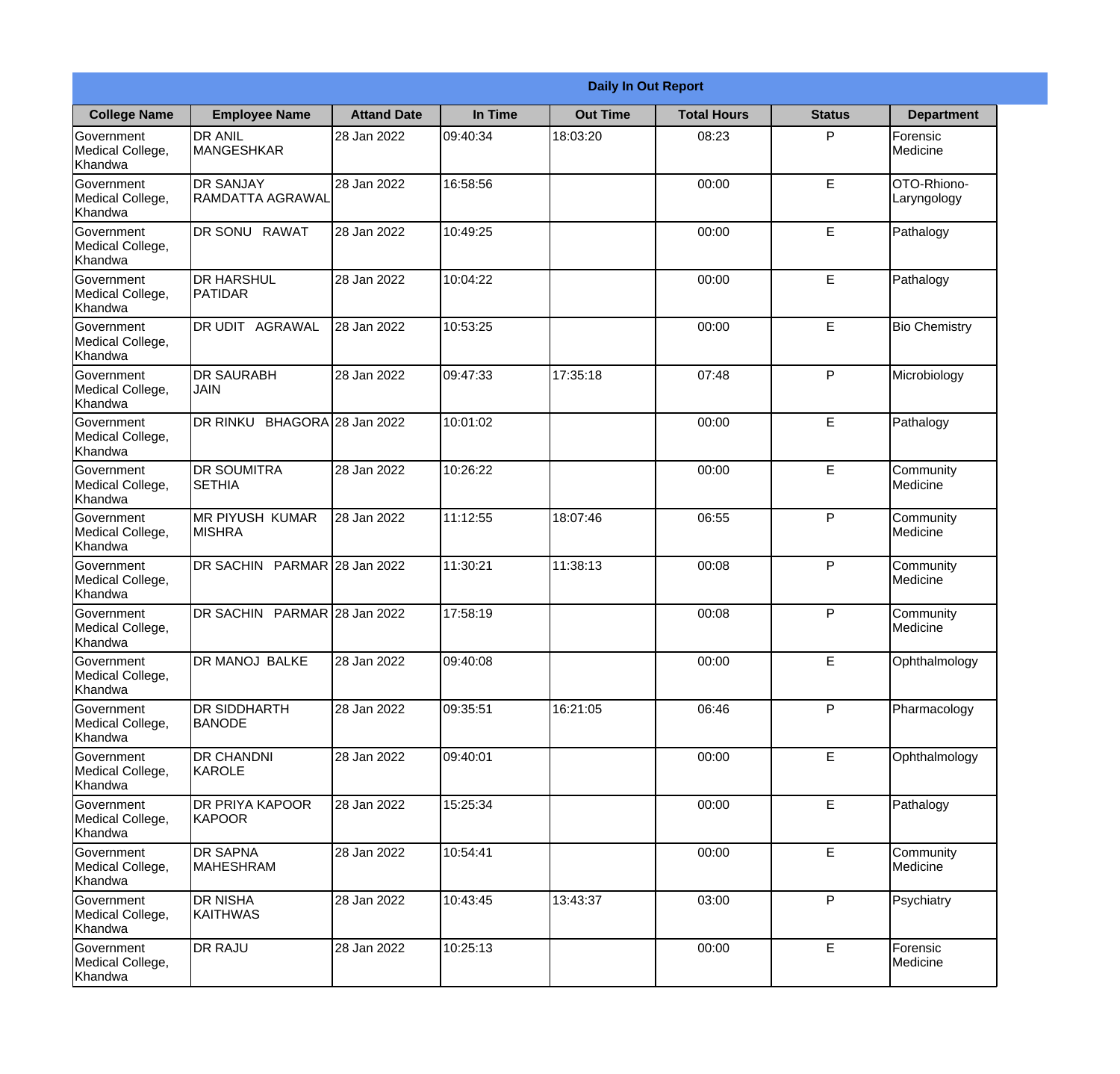| Daily In Out Report | | | | | | | |
|---|---|---|---|---|---|---|---|
| **College Name** | **Employee Name** | **Attand Date** | **In Time** | **Out Time** | **Total Hours** | **Status** | **Department** |
| Government Medical College, Khandwa | DR ANIL MANGESHKAR | 28 Jan 2022 | 09:40:34 | 18:03:20 | 08:23 | P | Forensic Medicine |
| Government Medical College, Khandwa | DR SANJAY RAMDATTA AGRAWAL | 28 Jan 2022 | 16:58:56 | | 00:00 | E | OTO-Rhiono-Laryngology |
| Government Medical College, Khandwa | DR SONU RAWAT | 28 Jan 2022 | 10:49:25 | | 00:00 | E | Pathalogy |
| Government Medical College, Khandwa | DR HARSHUL PATIDAR | 28 Jan 2022 | 10:04:22 | | 00:00 | E | Pathalogy |
| Government Medical College, Khandwa | DR UDIT AGRAWAL | 28 Jan 2022 | 10:53:25 | | 00:00 | E | Bio Chemistry |
| Government Medical College, Khandwa | DR SAURABH JAIN | 28 Jan 2022 | 09:47:33 | 17:35:18 | 07:48 | P | Microbiology |
| Government Medical College, Khandwa | DR RINKU BHAGORA | 28 Jan 2022 | 10:01:02 | | 00:00 | E | Pathalogy |
| Government Medical College, Khandwa | DR SOUMITRA SETHIA | 28 Jan 2022 | 10:26:22 | | 00:00 | E | Community Medicine |
| Government Medical College, Khandwa | MR PIYUSH KUMAR MISHRA | 28 Jan 2022 | 11:12:55 | 18:07:46 | 06:55 | P | Community Medicine |
| Government Medical College, Khandwa | DR SACHIN PARMAR | 28 Jan 2022 | 11:30:21 | 11:38:13 | 00:08 | P | Community Medicine |
| Government Medical College, Khandwa | DR SACHIN PARMAR | 28 Jan 2022 | 17:58:19 | | 00:08 | P | Community Medicine |
| Government Medical College, Khandwa | DR MANOJ BALKE | 28 Jan 2022 | 09:40:08 | | 00:00 | E | Ophthalmology |
| Government Medical College, Khandwa | DR SIDDHARTH BANODE | 28 Jan 2022 | 09:35:51 | 16:21:05 | 06:46 | P | Pharmacology |
| Government Medical College, Khandwa | DR CHANDNI KAROLE | 28 Jan 2022 | 09:40:01 | | 00:00 | E | Ophthalmology |
| Government Medical College, Khandwa | DR PRIYA KAPOOR KAPOOR | 28 Jan 2022 | 15:25:34 | | 00:00 | E | Pathalogy |
| Government Medical College, Khandwa | DR SAPNA MAHESHRAM | 28 Jan 2022 | 10:54:41 | | 00:00 | E | Community Medicine |
| Government Medical College, Khandwa | DR NISHA KAITHWAS | 28 Jan 2022 | 10:43:45 | 13:43:37 | 03:00 | P | Psychiatry |
| Government Medical College, Khandwa | DR RAJU | 28 Jan 2022 | 10:25:13 | | 00:00 | E | Forensic Medicine |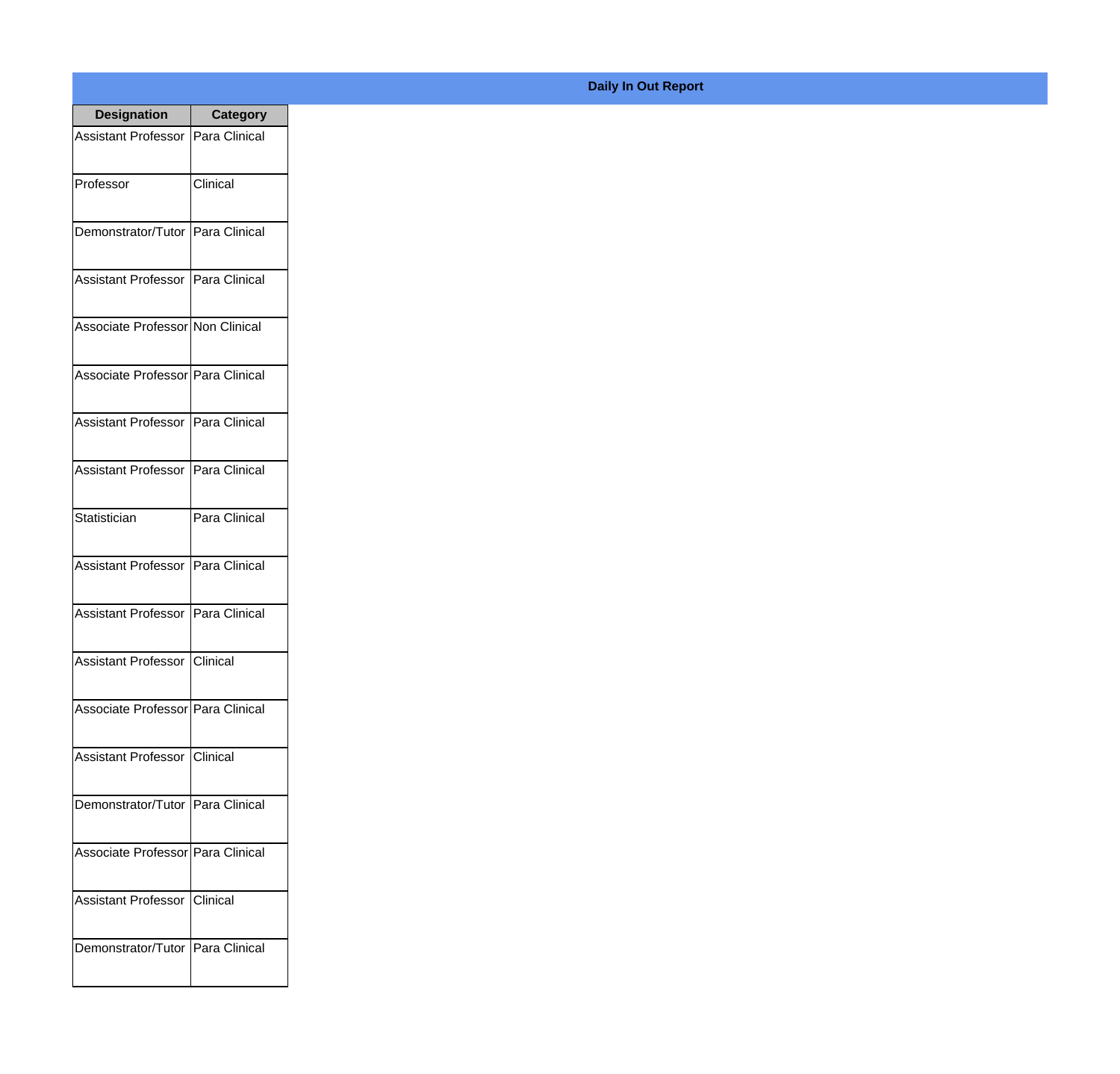**Daily In Out Report**

| Designation | Category |
|---|---|
| Assistant Professor | Para Clinical |
| Professor | Clinical |
| Demonstrator/Tutor | Para Clinical |
| Assistant Professor | Para Clinical |
| Associate Professor | Non Clinical |
| Associate Professor | Para Clinical |
| Assistant Professor | Para Clinical |
| Assistant Professor | Para Clinical |
| Statistician | Para Clinical |
| Assistant Professor | Para Clinical |
| Assistant Professor | Para Clinical |
| Assistant Professor | Clinical |
| Associate Professor | Para Clinical |
| Assistant Professor | Clinical |
| Demonstrator/Tutor | Para Clinical |
| Associate Professor | Para Clinical |
| Assistant Professor | Clinical |
| Demonstrator/Tutor | Para Clinical |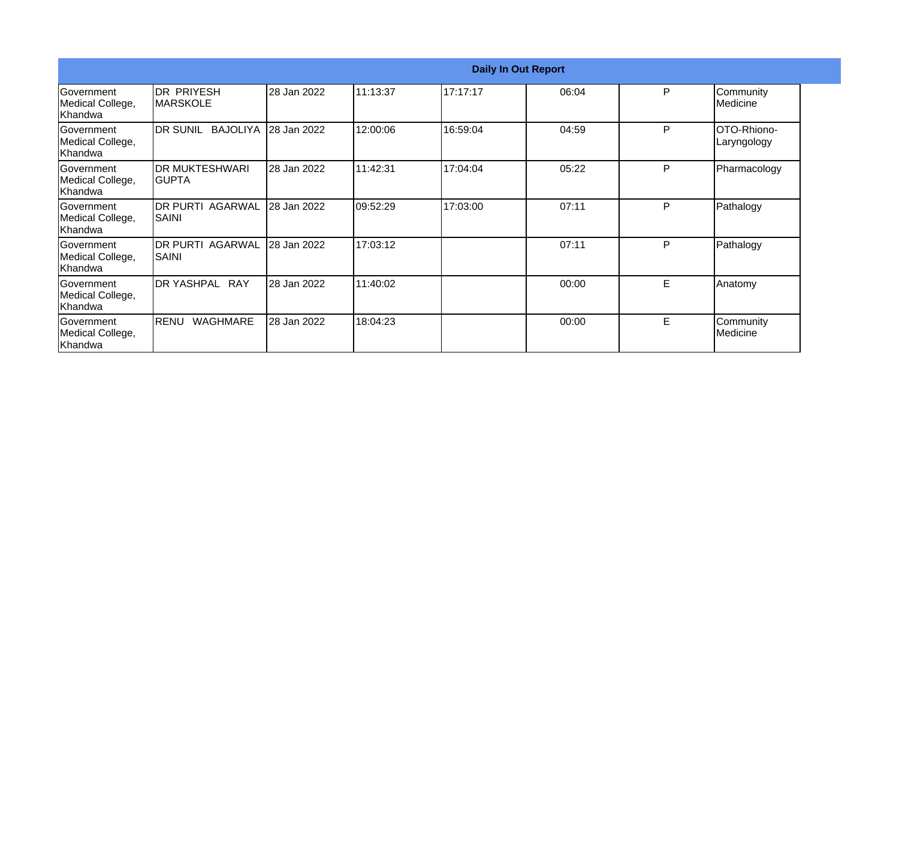| Daily In Out Report | | | | | | | |
|---|---|---|---|---|---|---|---|
| Government Medical College, Khandwa | DR PRIYESH MARSKOLE | 28 Jan 2022 | 11:13:37 | 17:17:17 | 06:04 | P | Community Medicine |
| Government Medical College, Khandwa | DR SUNIL BAJOLIYA | 28 Jan 2022 | 12:00:06 | 16:59:04 | 04:59 | P | OTO-Rhiono-Laryngology |
| Government Medical College, Khandwa | DR MUKTESHWARI GUPTA | 28 Jan 2022 | 11:42:31 | 17:04:04 | 05:22 | P | Pharmacology |
| Government Medical College, Khandwa | DR PURTI AGARWAL SAINI | 28 Jan 2022 | 09:52:29 | 17:03:00 | 07:11 | P | Pathalogy |
| Government Medical College, Khandwa | DR PURTI AGARWAL SAINI | 28 Jan 2022 | 17:03:12 | | 07:11 | P | Pathalogy |
| Government Medical College, Khandwa | DR YASHPAL RAY | 28 Jan 2022 | 11:40:02 | | 00:00 | E | Anatomy |
| Government Medical College, Khandwa | RENU WAGHMARE | 28 Jan 2022 | 18:04:23 | | 00:00 | E | Community Medicine |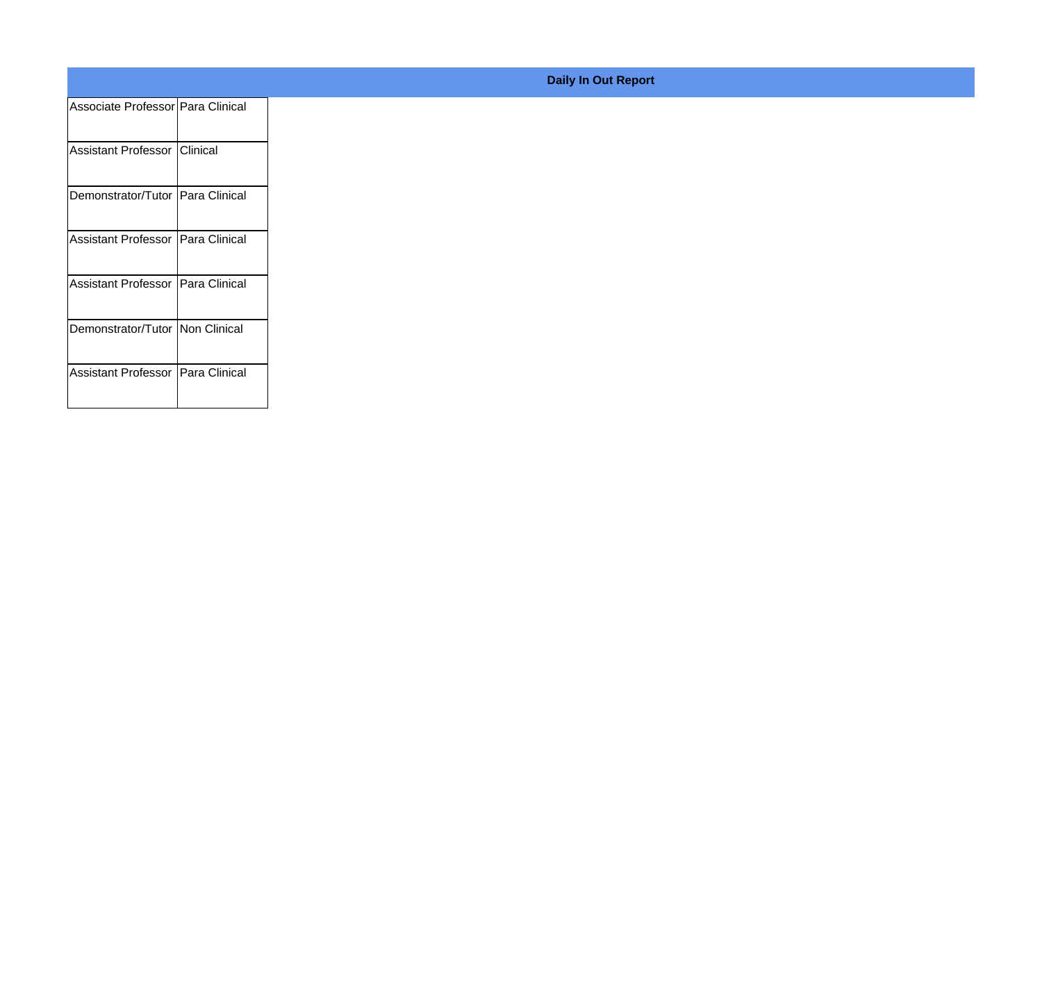**Daily In Out Report**

| | |
|---|---|
| Associate Professor | Para Clinical |
| Assistant Professor | Clinical |
| Demonstrator/Tutor | Para Clinical |
| Assistant Professor | Para Clinical |
| Assistant Professor | Para Clinical |
| Demonstrator/Tutor | Non Clinical |
| Assistant Professor | Para Clinical |